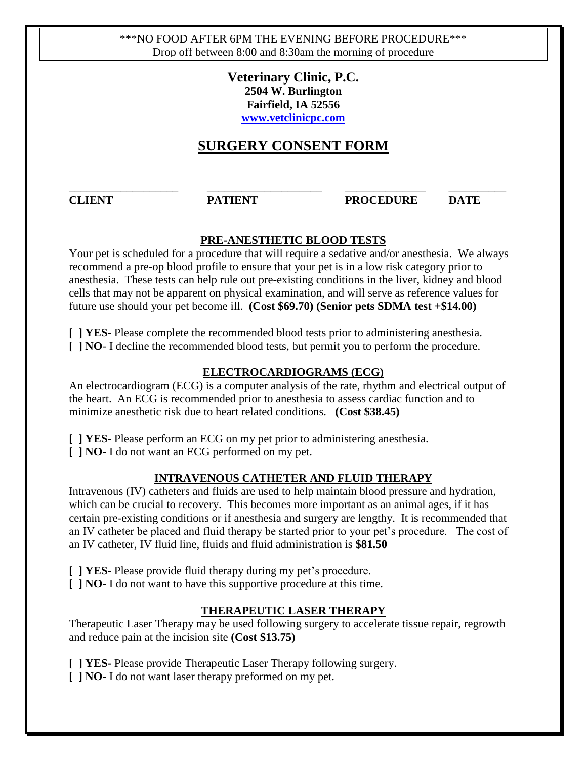***NO FOOD AFTER 6PM THE EVENING BEFORE PROCEDURE***
Drop off between 8:00 and 8:30am the morning of procedure

**Veterinary Clinic, P.C.**
**2504 W. Burlington**
**Fairfield, IA 52556**
**www.vetclinicpc.com**

# SURGERY CONSENT FORM

| ___________________ | ____________________ | ______________ | __________ |
|---|---|---|---|
| **CLIENT** | **PATIENT** | **PROCEDURE** | **DATE** |

## PRE-ANESTHETIC BLOOD TESTS

Your pet is scheduled for a procedure that will require a sedative and/or anesthesia. We always recommend a pre-op blood profile to ensure that your pet is in a low risk category prior to anesthesia. These tests can help rule out pre-existing conditions in the liver, kidney and blood cells that may not be apparent on physical examination, and will serve as reference values for future use should your pet become ill. **(Cost $69.70) (Senior pets SDMA test +$14.00)**

**[ ] YES**- Please complete the recommended blood tests prior to administering anesthesia.
**[ ] NO**- I decline the recommended blood tests, but permit you to perform the procedure.

## ELECTROCARDIOGRAMS (ECG)

An electrocardiogram (ECG) is a computer analysis of the rate, rhythm and electrical output of the heart. An ECG is recommended prior to anesthesia to assess cardiac function and to minimize anesthetic risk due to heart related conditions. **(Cost $38.45)**

**[ ] YES**- Please perform an ECG on my pet prior to administering anesthesia.
**[ ] NO**- I do not want an ECG performed on my pet.

## INTRAVENOUS CATHETER AND FLUID THERAPY

Intravenous (IV) catheters and fluids are used to help maintain blood pressure and hydration, which can be crucial to recovery. This becomes more important as an animal ages, if it has certain pre-existing conditions or if anesthesia and surgery are lengthy. It is recommended that an IV catheter be placed and fluid therapy be started prior to your pet's procedure. The cost of an IV catheter, IV fluid line, fluids and fluid administration is **$81.50**

**[ ] YES**- Please provide fluid therapy during my pet's procedure.
**[ ] NO**- I do not want to have this supportive procedure at this time.

## THERAPEUTIC LASER THERAPY

Therapeutic Laser Therapy may be used following surgery to accelerate tissue repair, regrowth and reduce pain at the incision site **(Cost $13.75)**

**[ ] YES-** Please provide Therapeutic Laser Therapy following surgery.
**[ ] NO**- I do not want laser therapy preformed on my pet.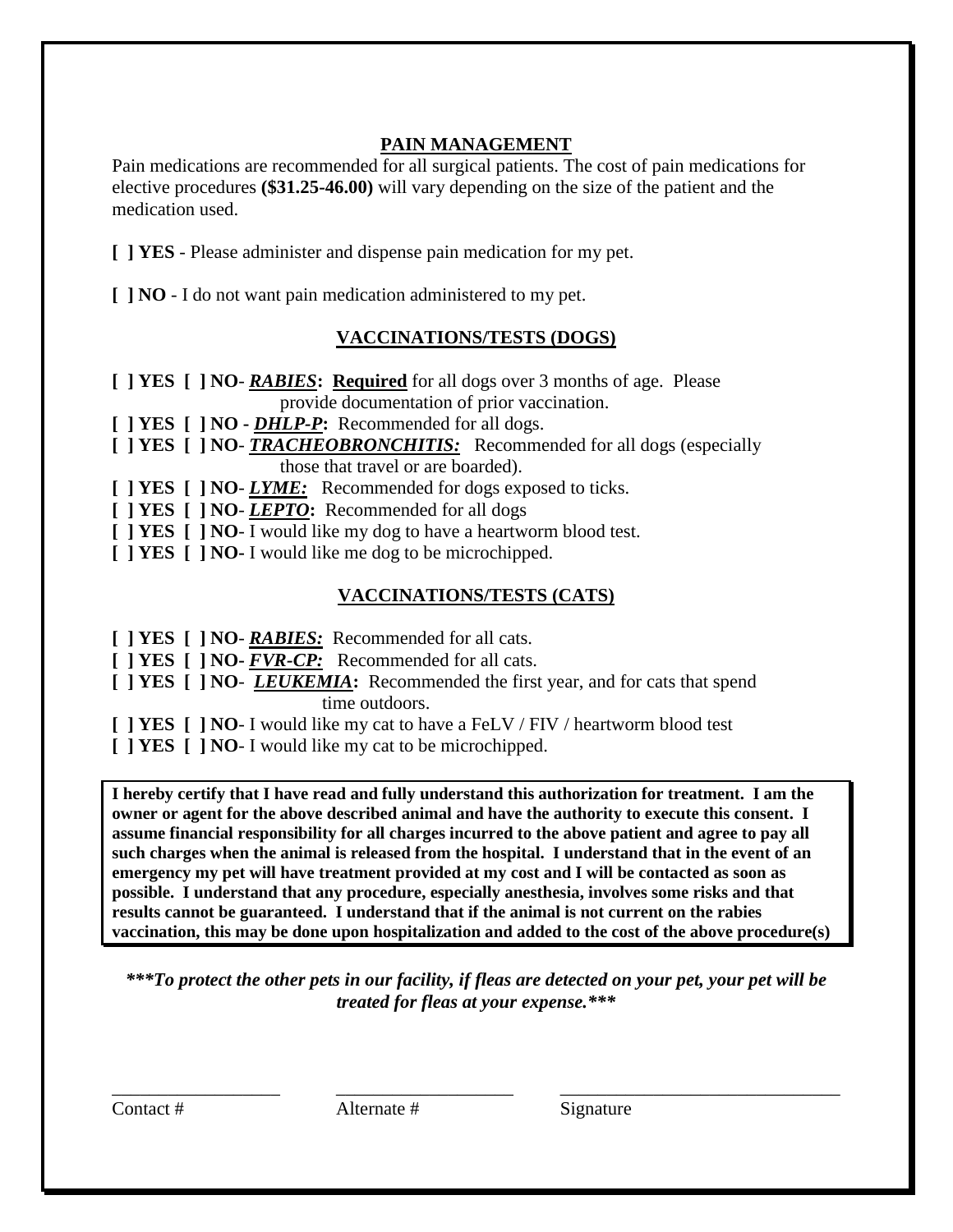## PAIN MANAGEMENT

Pain medications are recommended for all surgical patients. The cost of pain medications for elective procedures **($31.25-46.00)** will vary depending on the size of the patient and the medication used.

**[ ] YES** - Please administer and dispense pain medication for my pet.

**[ ] NO** - I do not want pain medication administered to my pet.

## VACCINATIONS/TESTS (DOGS)

**[ ] YES [ ] NO**- ***RABIES*****: Required** for all dogs over 3 months of age. Please provide documentation of prior vaccination.
**[ ] YES [ ] NO - *DHLP-P*:** Recommended for all dogs.
**[ ] YES [ ] NO**- ***TRACHEOBRONCHITIS:*** Recommended for all dogs (especially those that travel or are boarded).
**[ ] YES [ ] NO**- ***LYME:*** Recommended for dogs exposed to ticks.
**[ ] YES [ ] NO**- ***LEPTO*****:** Recommended for all dogs
**[ ] YES [ ] NO**- I would like my dog to have a heartworm blood test.
**[ ] YES [ ] NO**- I would like me dog to be microchipped.

## VACCINATIONS/TESTS (CATS)

**[ ] YES [ ] NO**- ***RABIES:*** Recommended for all cats.
**[ ] YES [ ] NO**- ***FVR-CP:*** Recommended for all cats.
**[ ] YES [ ] NO**- ***LEUKEMIA*****:** Recommended the first year, and for cats that spend time outdoors.
**[ ] YES [ ] NO**- I would like my cat to have a FeLV / FIV / heartworm blood test
**[ ] YES [ ] NO**- I would like my cat to be microchipped.

**I hereby certify that I have read and fully understand this authorization for treatment. I am the owner or agent for the above described animal and have the authority to execute this consent. I assume financial responsibility for all charges incurred to the above patient and agree to pay all such charges when the animal is released from the hospital. I understand that in the event of an emergency my pet will have treatment provided at my cost and I will be contacted as soon as possible. I understand that any procedure, especially anesthesia, involves some risks and that results cannot be guaranteed. I understand that if the animal is not current on the rabies vaccination, this may be done upon hospitalization and added to the cost of the above procedure(s)**

***\*\*\*To protect the other pets in our facility, if fleas are detected on your pet, your pet will be treated for fleas at your expense.\*\*\****

\_\_\_\_\_\_\_\_\_\_\_\_\_\_\_\_\_\_ \_\_\_\_\_\_\_\_\_\_\_\_\_\_\_\_\_\_\_ \_\_\_\_\_\_\_\_\_\_\_\_\_\_\_\_\_\_\_\_\_\_\_\_\_\_\_\_\_\_
Contact # Alternate # Signature